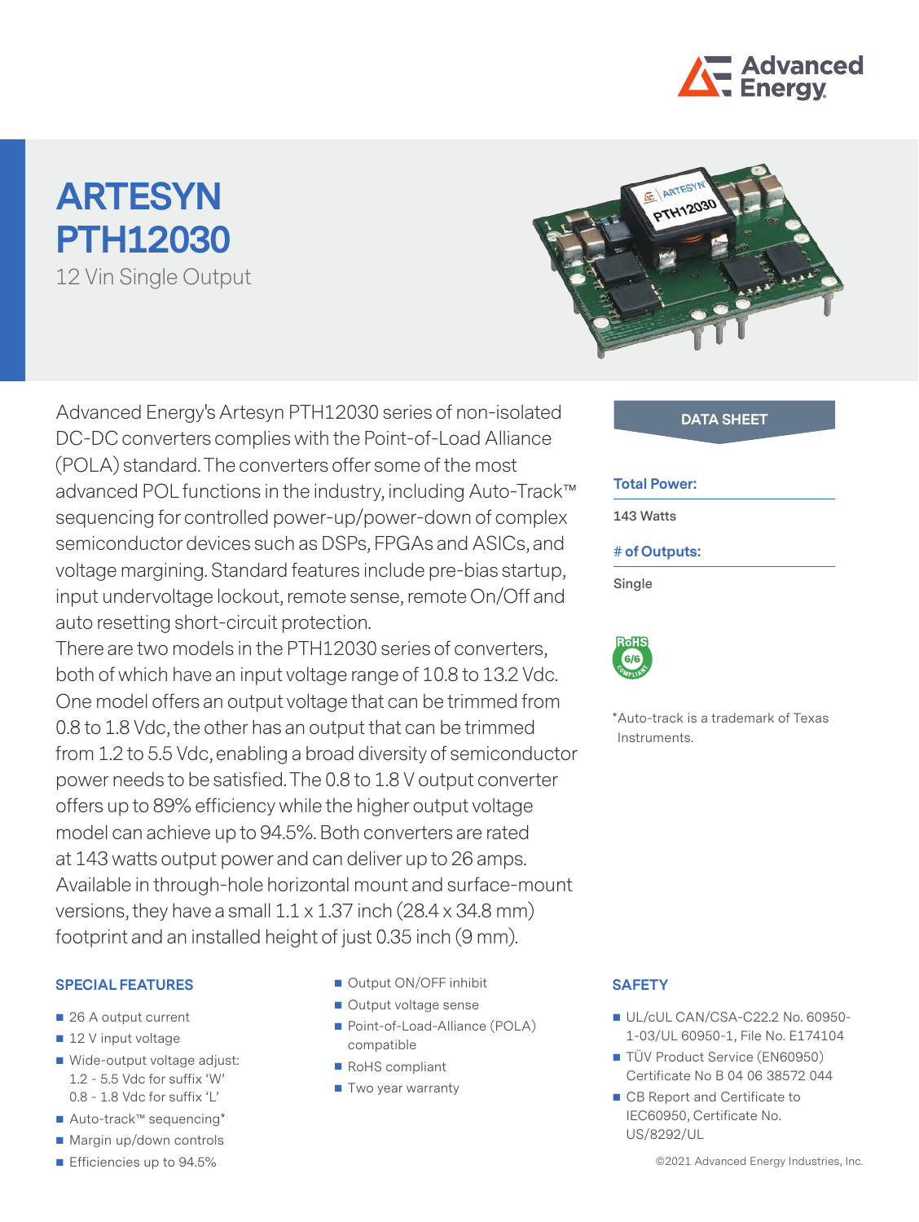# ARTESYN PTH12030

12 Vin Single Output

Advanced Energy's Artesyn PTH12030 series of non-isolated DC-DC converters complies with the Point-of-Load Alliance (POLA) standard. The converters offer some of the most advanced POL functions in the industry, including Auto-Track™ sequencing for controlled power-up/power-down of complex semiconductor devices such as DSPs, FPGAs and ASICs, and voltage margining. Standard features include pre-bias startup, input undervoltage lockout, remote sense, remote On/Off and auto resetting short-circuit protection.

There are two models in the PTH12030 series of converters, both of which have an input voltage range of 10.8 to 13.2 Vdc. One model offers an output voltage that can be trimmed from 0.8 to 1.8 Vdc, the other has an output that can be trimmed from 1.2 to 5.5 Vdc, enabling a broad diversity of semiconductor power needs to be satisfied. The 0.8 to 1.8 V output converter offers up to 89% efficiency while the higher output voltage model can achieve up to 94.5%. Both converters are rated at 143 watts output power and can deliver up to 26 amps. Available in through-hole horizontal mount and surface-mount versions, they have a small 1.1 x 1.37 inch (28.4 x 34.8 mm) footprint and an installed height of just 0.35 inch (9 mm).

**DATA SHEET**

**Total Power:**

143 Watts

**# of Outputs:**

Single

RoHS 6/6 COMPLIANT

*Auto-track is a trademark of Texas Instruments.

## SPECIAL FEATURES

- 26 A output current
- 12 V input voltage
- Wide-output voltage adjust:
  1.2 - 5.5 Vdc for suffix 'W'
  0.8 - 1.8 Vdc for suffix 'L'
- Auto-track™ sequencing*
- Margin up/down controls
- Efficiencies up to 94.5%
- Output ON/OFF inhibit
- Output voltage sense
- Point-of-Load-Alliance (POLA) compatible
- RoHS compliant
- Two year warranty

## SAFETY

- UL/cUL CAN/CSA-C22.2 No. 60950-1-03/UL 60950-1, File No. E174104
- TÜV Product Service (EN60950) Certificate No B 04 06 38572 044
- CB Report and Certificate to IEC60950, Certificate No. US/8292/UL

©2021 Advanced Energy Industries, Inc.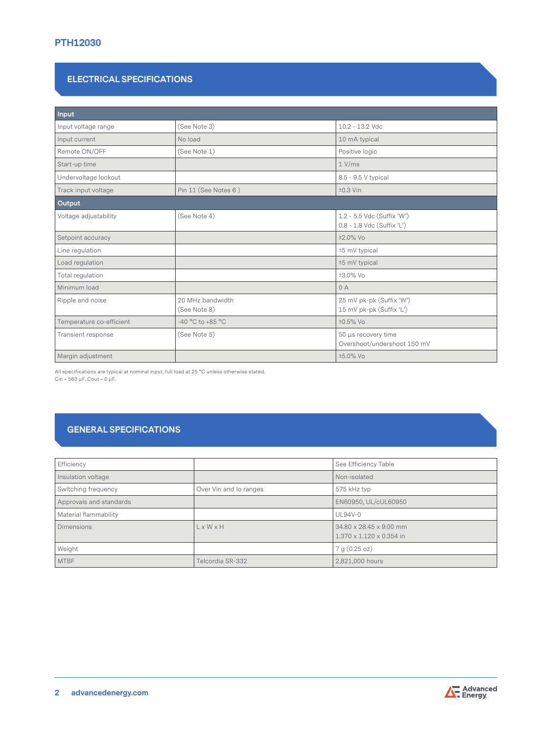PTH12030

## ELECTRICAL SPECIFICATIONS

| **Input** | | |
|---|---|---|
| Input voltage range | (See Note 3) | 10.2 - 13.2 Vdc |
| Input current | No load | 10 mA typical |
| Remote ON/OFF | (See Note 1) | Positive logic |
| Start-up time | | 1 V/ms |
| Undervoltage lockout | | 8.5 - 9.5 V typical |
| Track input voltage | Pin 11 (See Notes 6 ) | ±0.3 Vin |
| **Output** | | |
| Voltage adjustability | (See Note 4) | 1.2 - 5.5 Vdc (Suffix 'W')<br>0.8 - 1.8 Vdc (Suffix 'L') |
| Setpoint accuracy | | ±2.0% Vo |
| Line regulation | | ±5 mV typical |
| Load regulation | | ±5 mV typical |
| Total regulation | | ±3.0% Vo |
| Minimum load | | 0 A |
| Ripple and noise | 20 MHz bandwidth<br>(See Note 8) | 25 mV pk-pk (Suffix 'W')<br>15 mV pk-pk (Suffix 'L') |
| Temperature co-efficient | -40 °C to +85 °C | ±0.5% Vo |
| Transient response | (See Note 5) | 50 µs recovery time<br>Overshoot/undershoot 150 mV |
| Margin adjustment | | ±5.0% Vo |

All specifications are typical at nominal input, full load at 25 °C unless otherwise stated.
Cin = 560 µF, Cout = 0 µF.

## GENERAL SPECIFICATIONS

| Efficiency | | See Efficiency Table |
|---|---|---|
| Insulation voltage | | Non-isolated |
| Switching frequency | Over Vin and Io ranges | 575 kHz typ |
| Approvals and standards | | EN60950, UL/cUL60950 |
| Material flammability | | UL94V-0 |
| Dimensions | L x W x H | 34.80 x 28.45 x 9.00 mm<br>1.370 x 1.120 x 0.354 in |
| Weight | | 7 g (0.25 oz) |
| MTBF | Telcordia SR-332 | 2,821,000 hours |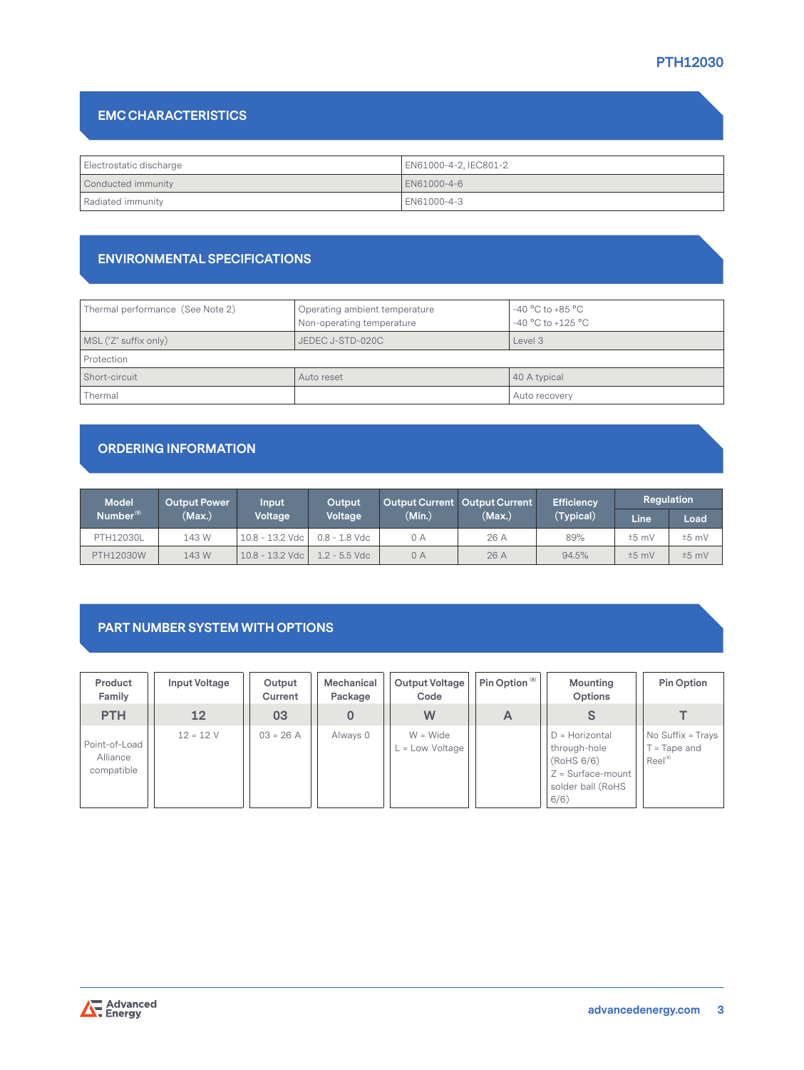## EMC CHARACTERISTICS

| | |
|---|---|
| Electrostatic discharge | EN61000-4-2, IEC801-2 |
| Conducted immunity | EN61000-4-6 |
| Radiated immunity | EN61000-4-3 |

## ENVIRONMENTAL SPECIFICATIONS

| | | |
|---|---|---|
| Thermal performance (See Note 2) | Operating ambient temperature<br>Non-operating temperature | -40 °C to +85 °C<br>-40 °C to +125 °C |
| MSL ('Z' suffix only) | JEDEC J-STD-020C | Level 3 |
| Protection | | |
| Short-circuit | Auto reset | 40 A typical |
| Thermal | | Auto recovery |

## ORDERING INFORMATION

| Model Number[9] | Output Power (Max.) | Input Voltage | Output Voltage | Output Current (Min.) | Output Current (Max.) | Efficiency (Typical) | Regulation | |
|---|---|---|---|---|---|---|---|---|
| | | | | | | | Line | Load |
| PTH12030L | 143 W | 10.8 - 13.2 Vdc | 0.8 - 1.8 Vdc | 0 A | 26 A | 89% | ±5 mV | ±5 mV |
| PTH12030W | 143 W | 10.8 - 13.2 Vdc | 1.2 - 5.5 Vdc | 0 A | 26 A | 94.5% | ±5 mV | ±5 mV |

## PART NUMBER SYSTEM WITH OPTIONS

| Product Family | Input Voltage | Output Current | Mechanical Package | Output Voltage Code | Pin Option [8] | Mounting Options | Pin Option |
|---|---|---|---|---|---|---|---|
| **PTH** | **12** | **03** | **0** | **W** | **A** | **S** | **T** |
| Point-of-Load Alliance compatible | 12 = 12 V | 03 = 26 A | Always 0 | W = Wide<br>L = Low Voltage | | D = Horizontal through-hole (RoHS 6/6)<br>Z = Surface-mount solder ball (RoHS 6/6) | No Suffix = Trays<br>T = Tape and Reel[8] |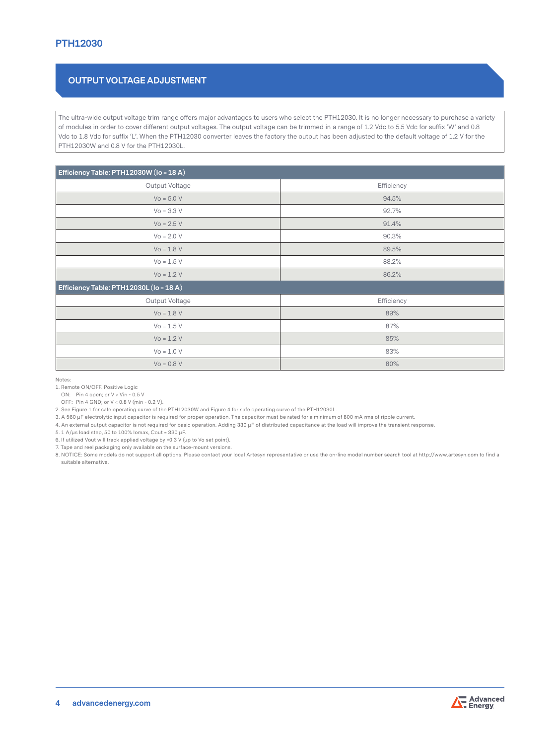## OUTPUT VOLTAGE ADJUSTMENT

The ultra-wide output voltage trim range offers major advantages to users who select the PTH12030. It is no longer necessary to purchase a variety of modules in order to cover different output voltages. The output voltage can be trimmed in a range of 1.2 Vdc to 5.5 Vdc for suffix 'W' and 0.8 Vdc to 1.8 Vdc for suffix 'L'. When the PTH12030 converter leaves the factory the output has been adjusted to the default voltage of 1.2 V for the PTH12030W and 0.8 V for the PTH12030L.

| **Efficiency Table: PTH12030W (Io = 18 A)** | |
|---|---|
| Output Voltage | Efficiency |
| Vo = 5.0 V | 94.5% |
| Vo = 3.3 V | 92.7% |
| Vo = 2.5 V | 91.4% |
| Vo = 2.0 V | 90.3% |
| Vo = 1.8 V | 89.5% |
| Vo = 1.5 V | 88.2% |
| Vo = 1.2 V | 86.2% |
| **Efficiency Table: PTH12030L (Io = 18 A)** | |
| Output Voltage | Efficiency |
| Vo = 1.8 V | 89% |
| Vo = 1.5 V | 87% |
| Vo = 1.2 V | 85% |
| Vo = 1.0 V | 83% |
| Vo = 0.8 V | 80% |

Notes:

1. Remote ON/OFF. Positive Logic
   ON: Pin 4 open; or V > Vin - 0.5 V
   OFF: Pin 4 GND; or V < 0.8 V (min - 0.2 V).
2. See Figure 1 for safe operating curve of the PTH12030W and Figure 4 for safe operating curve of the PTH12030L.
3. A 560 µF electrolytic input capacitor is required for proper operation. The capacitor must be rated for a minimum of 800 mA rms of ripple current.
4. An external output capacitor is not required for basic operation. Adding 330 µF of distributed capacitance at the load will improve the transient response.
5. 1 A/µs load step, 50 to 100% Iomax, Cout = 330 µF.
6. If utilized Vout will track applied voltage by ±0.3 V (up to Vo set point).
7. Tape and reel packaging only available on the surface-mount versions.
8. NOTICE: Some models do not support all options. Please contact your local Artesyn representative or use the on-line model number search tool at http://www.artesyn.com to find a suitable alternative.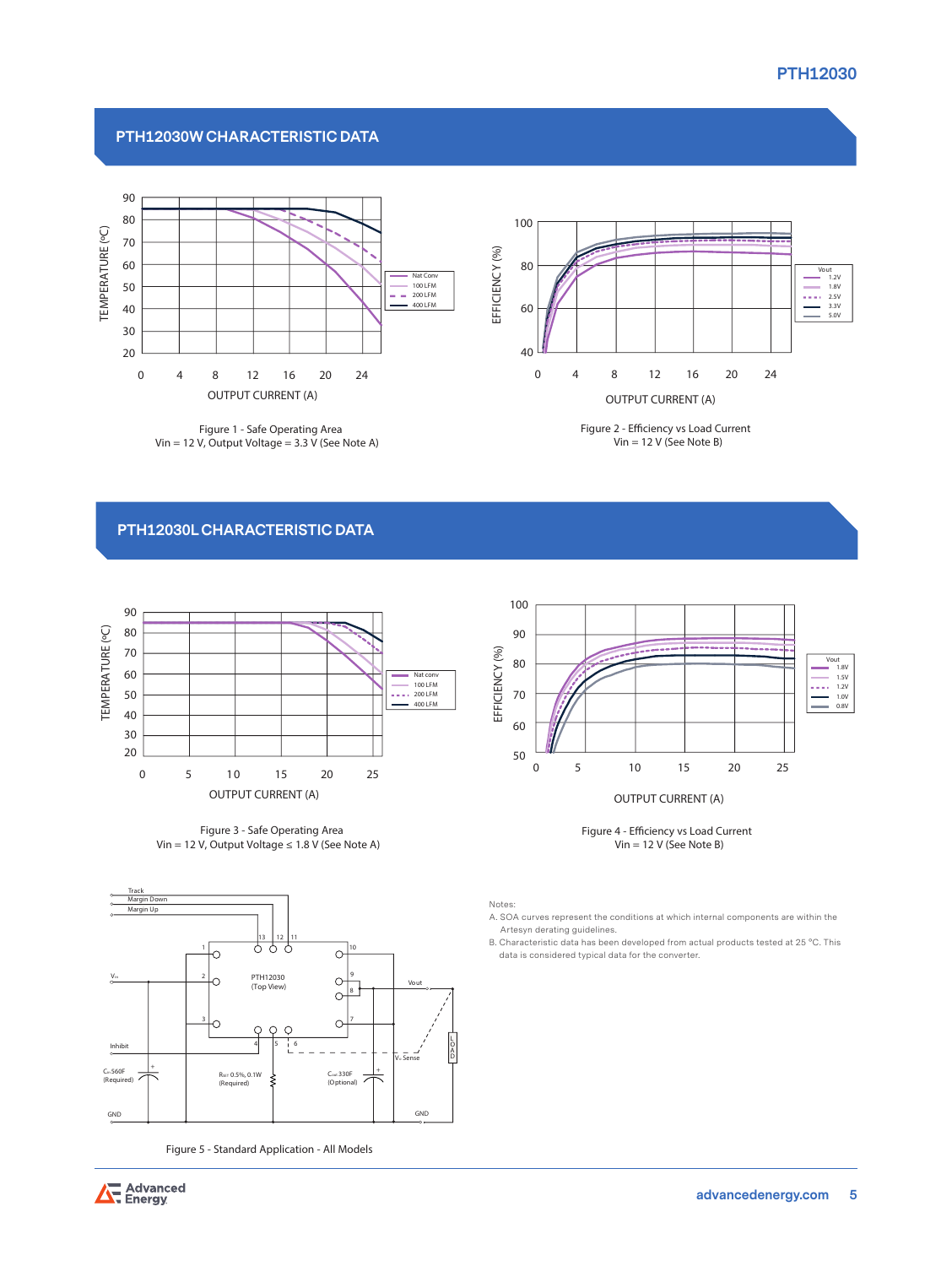## PTH12030W CHARACTERISTIC DATA

Figure 1 - Safe Operating Area
Vin = 12 V, Output Voltage = 3.3 V (See Note A)

Figure 2 - Efficiency vs Load Current
Vin = 12 V (See Note B)

## PTH12030L CHARACTERISTIC DATA

Figure 3 - Safe Operating Area
Vin = 12 V, Output Voltage ≤ 1.8 V (See Note A)

Figure 4 - Efficiency vs Load Current
Vin = 12 V (See Note B)

Figure 5 - Standard Application - All Models

Notes:

A. SOA curves represent the conditions at which internal components are within the Artesyn derating guidelines.

B. Characteristic data has been developed from actual products tested at 25 °C. This data is considered typical data for the converter.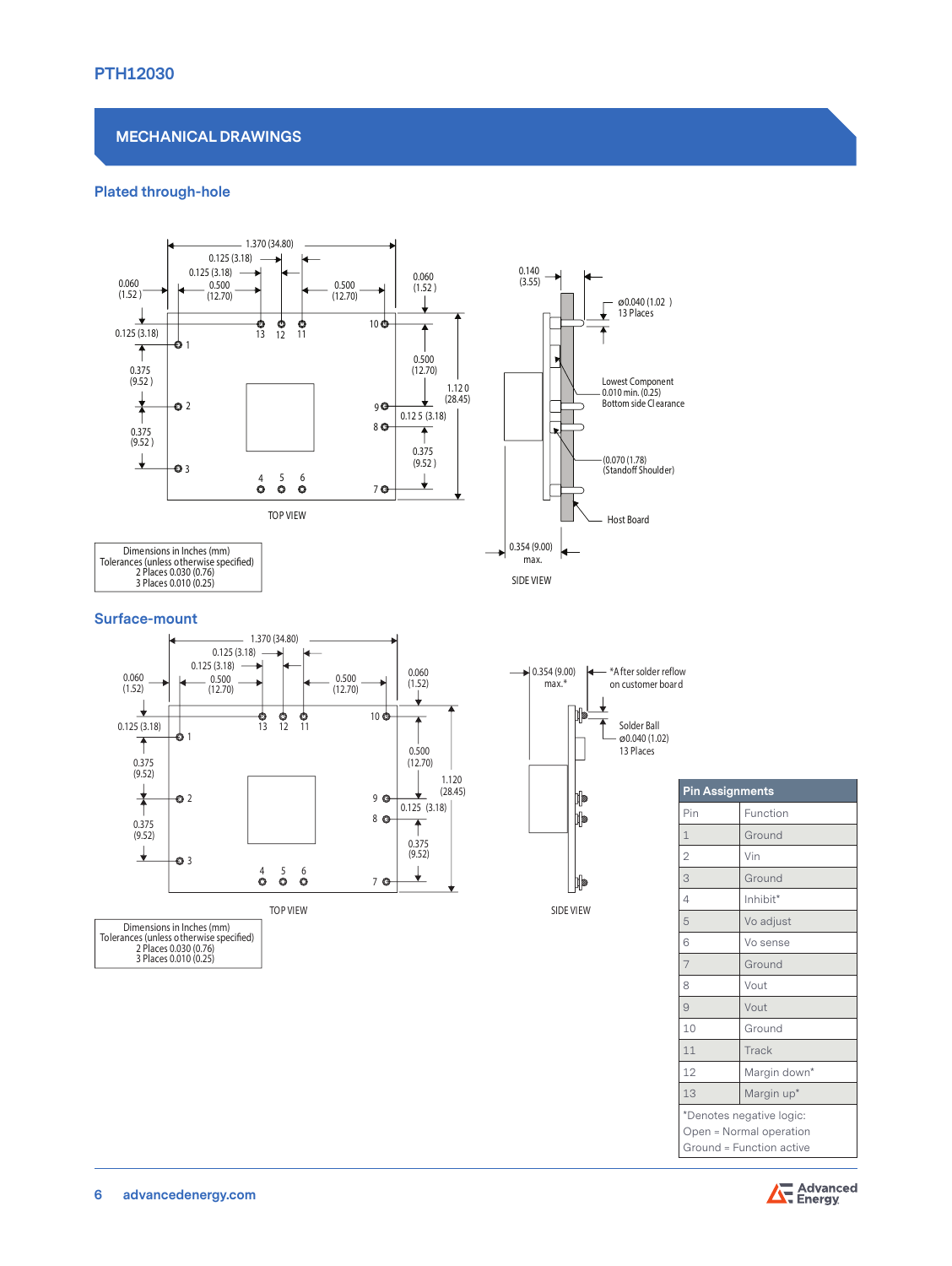## MECHANICAL DRAWINGS

### Plated through-hole

TOP VIEW

SIDE VIEW

0.140 (3.55)

ø0.040 (1.02) 13 Places

Lowest Component 0.010 min. (0.25) Bottom side Clearance

(0.070 (1.78) (Standoff Shoulder)

Host Board

0.354 (9.00) max.

| Dimensions in Inches (mm) |
|---|
| Tolerances (unless otherwise specified) |
| 2 Places 0.030 (0.76) |
| 3 Places 0.010 (0.25) |

### Surface-mount

TOP VIEW

SIDE VIEW

0.354 (9.00) max.*

*After solder reflow on customer board

Solder Ball ø0.040 (1.02) 13 Places

| Dimensions in Inches (mm) |
|---|
| Tolerances (unless otherwise specified) |
| 2 Places 0.030 (0.76) |
| 3 Places 0.010 (0.25) |

**Pin Assignments**

| Pin | Function |
|---|---|
| 1 | Ground |
| 2 | Vin |
| 3 | Ground |
| 4 | Inhibit* |
| 5 | Vo adjust |
| 6 | Vo sense |
| 7 | Ground |
| 8 | Vout |
| 9 | Vout |
| 10 | Ground |
| 11 | Track |
| 12 | Margin down* |
| 13 | Margin up* |

*Denotes negative logic:
Open = Normal operation
Ground = Function active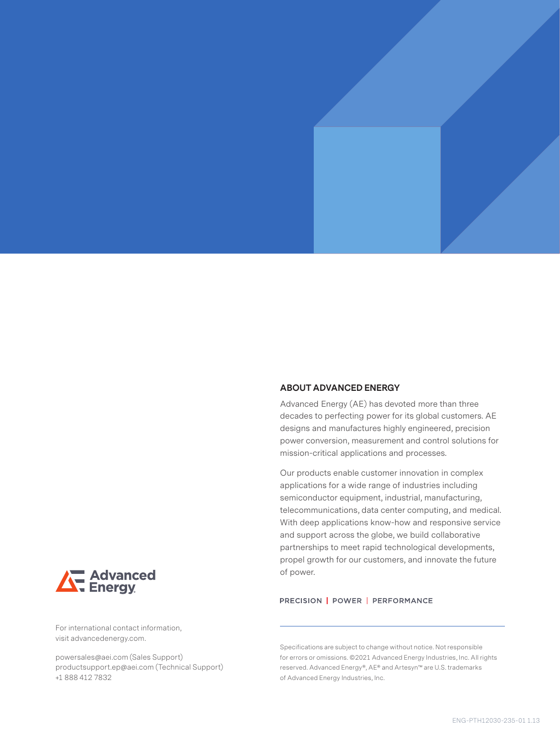## ABOUT ADVANCED ENERGY

Advanced Energy (AE) has devoted more than three decades to perfecting power for its global customers. AE designs and manufactures highly engineered, precision power conversion, measurement and control solutions for mission-critical applications and processes.

Our products enable customer innovation in complex applications for a wide range of industries including semiconductor equipment, industrial, manufacturing, telecommunications, data center computing, and medical. With deep applications know-how and responsive service and support across the globe, we build collaborative partnerships to meet rapid technological developments, propel growth for our customers, and innovate the future of power.

PRECISION | POWER | PERFORMANCE

Advanced Energy

For international contact information, visit advancedenergy.com.

powersales@aei.com (Sales Support)
productsupport.ep@aei.com (Technical Support)
+1 888 412 7832

Specifications are subject to change without notice. Not responsible for errors or omissions. ©2021 Advanced Energy Industries, Inc. All rights reserved. Advanced Energy®, AE® and Artesyn™ are U.S. trademarks of Advanced Energy Industries, Inc.

ENG-PTH12030-235-01 1.13